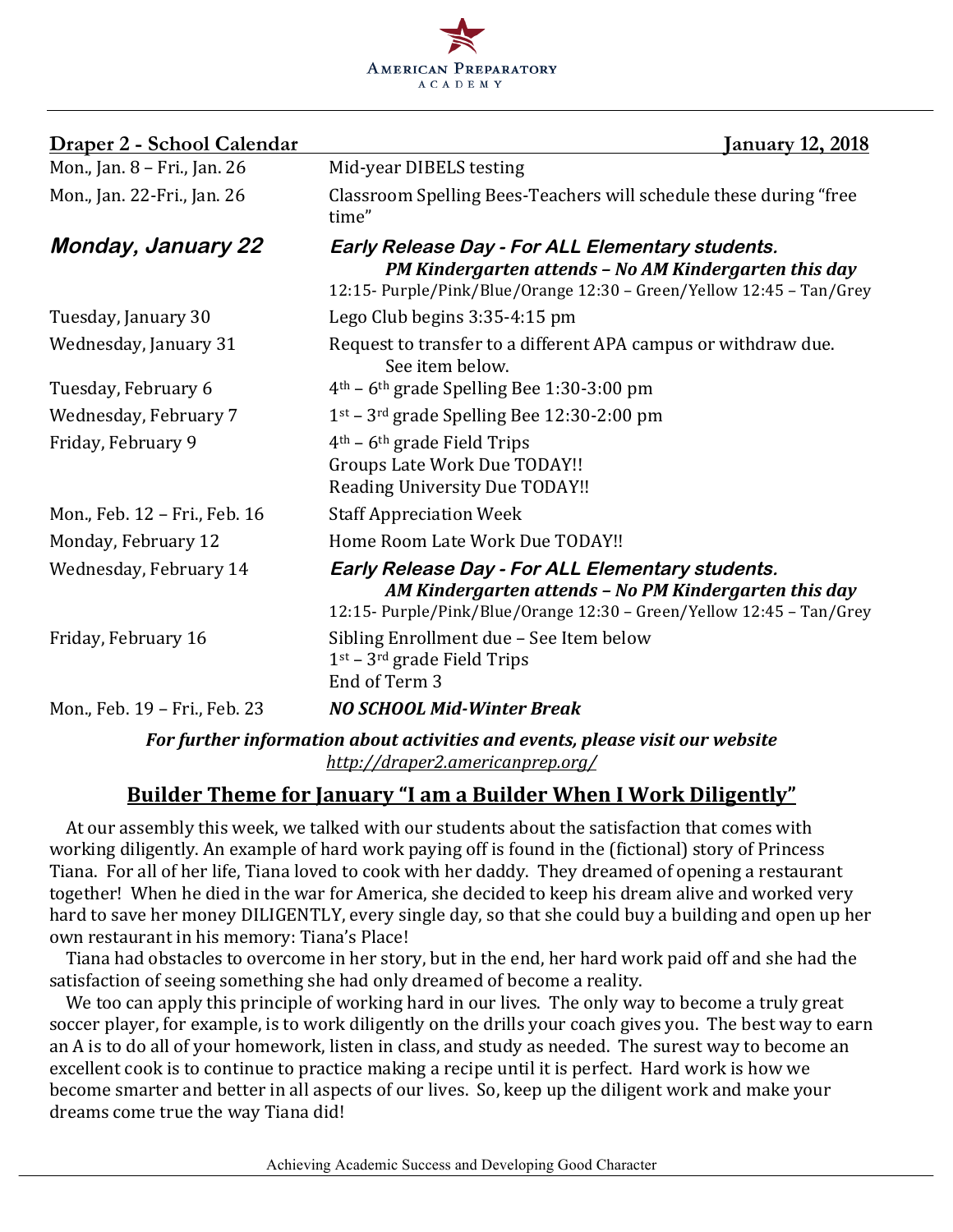American Preparatory Academy

**Draper 2 - School Calendar** **January 12, 2018**

| | |
|---|---|
| Mon., Jan. 8 – Fri., Jan. 26 | Mid-year DIBELS testing |
| Mon., Jan. 22-Fri., Jan. 26 | Classroom Spelling Bees-Teachers will schedule these during "free time" |
| ***Monday, January 22*** | ***Early Release Day - For ALL Elementary students.*** ***PM Kindergarten attends – No AM Kindergarten this day*** 12:15- Purple/Pink/Blue/Orange 12:30 – Green/Yellow 12:45 – Tan/Grey |
| Tuesday, January 30 | Lego Club begins 3:35-4:15 pm |
| Wednesday, January 31 | Request to transfer to a different APA campus or withdraw due. See item below. |
| Tuesday, February 6 | 4th – 6th grade Spelling Bee 1:30-3:00 pm |
| Wednesday, February 7 | 1st – 3rd grade Spelling Bee 12:30-2:00 pm |
| Friday, February 9 | 4th – 6th grade Field Trips<br>Groups Late Work Due TODAY!!<br>Reading University Due TODAY!! |
| Mon., Feb. 12 – Fri., Feb. 16 | Staff Appreciation Week |
| Monday, February 12 | Home Room Late Work Due TODAY!! |
| Wednesday, February 14 | ***Early Release Day - For ALL Elementary students.*** ***AM Kindergarten attends – No PM Kindergarten this day*** 12:15- Purple/Pink/Blue/Orange 12:30 – Green/Yellow 12:45 – Tan/Grey |
| Friday, February 16 | Sibling Enrollment due – See Item below<br>1st – 3rd grade Field Trips<br>End of Term 3 |
| Mon., Feb. 19 – Fri., Feb. 23 | ***NO SCHOOL Mid-Winter Break*** |

***For further information about activities and events, please visit our website*** *http://draper2.americanprep.org/*

## Builder Theme for January "I am a Builder When I Work Diligently"

At our assembly this week, we talked with our students about the satisfaction that comes with working diligently. An example of hard work paying off is found in the (fictional) story of Princess Tiana. For all of her life, Tiana loved to cook with her daddy. They dreamed of opening a restaurant together! When he died in the war for America, she decided to keep his dream alive and worked very hard to save her money DILIGENTLY, every single day, so that she could buy a building and open up her own restaurant in his memory: Tiana's Place!

Tiana had obstacles to overcome in her story, but in the end, her hard work paid off and she had the satisfaction of seeing something she had only dreamed of become a reality.

We too can apply this principle of working hard in our lives. The only way to become a truly great soccer player, for example, is to work diligently on the drills your coach gives you. The best way to earn an A is to do all of your homework, listen in class, and study as needed. The surest way to become an excellent cook is to continue to practice making a recipe until it is perfect. Hard work is how we become smarter and better in all aspects of our lives. So, keep up the diligent work and make your dreams come true the way Tiana did!

Achieving Academic Success and Developing Good Character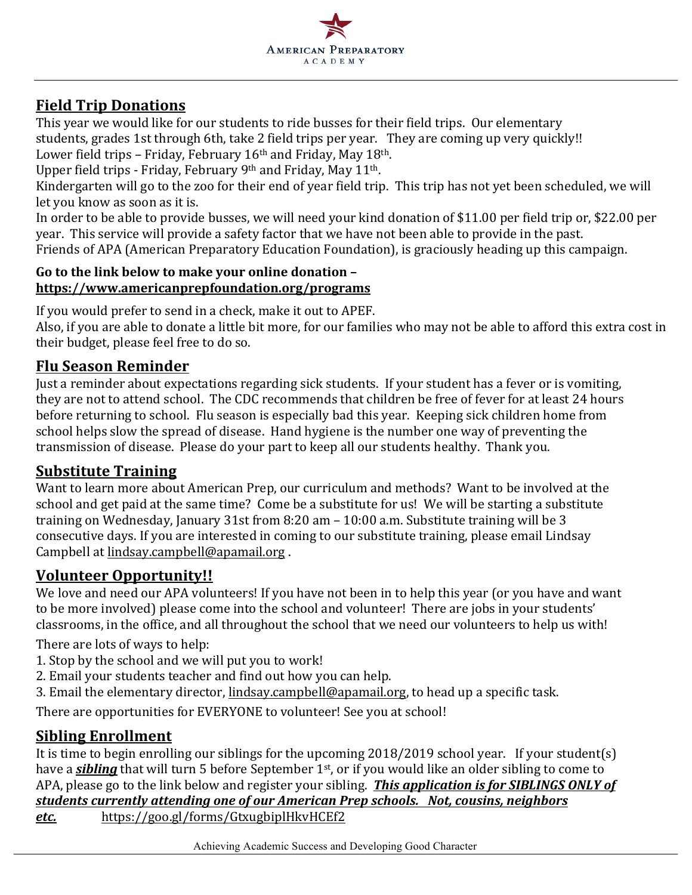## Field Trip Donations

This year we would like for our students to ride busses for their field trips. Our elementary students, grades 1st through 6th, take 2 field trips per year. They are coming up very quickly!!
Lower field trips – Friday, February 16th and Friday, May 18th.
Upper field trips - Friday, February 9th and Friday, May 11th.
Kindergarten will go to the zoo for their end of year field trip. This trip has not yet been scheduled, we will let you know as soon as it is.
In order to be able to provide busses, we will need your kind donation of $11.00 per field trip or, $22.00 per year. This service will provide a safety factor that we have not been able to provide in the past.
Friends of APA (American Preparatory Education Foundation), is graciously heading up this campaign.

**Go to the link below to make your online donation –**
**https://www.americanprepfoundation.org/programs**

If you would prefer to send in a check, make it out to APEF.
Also, if you are able to donate a little bit more, for our families who may not be able to afford this extra cost in their budget, please feel free to do so.

## Flu Season Reminder

Just a reminder about expectations regarding sick students. If your student has a fever or is vomiting, they are not to attend school. The CDC recommends that children be free of fever for at least 24 hours before returning to school. Flu season is especially bad this year. Keeping sick children home from school helps slow the spread of disease. Hand hygiene is the number one way of preventing the transmission of disease. Please do your part to keep all our students healthy. Thank you.

## Substitute Training

Want to learn more about American Prep, our curriculum and methods? Want to be involved at the school and get paid at the same time? Come be a substitute for us! We will be starting a substitute training on Wednesday, January 31st from 8:20 am – 10:00 a.m. Substitute training will be 3 consecutive days. If you are interested in coming to our substitute training, please email Lindsay Campbell at lindsay.campbell@apamail.org .

## Volunteer Opportunity!!

We love and need our APA volunteers! If you have not been in to help this year (or you have and want to be more involved) please come into the school and volunteer! There are jobs in your students' classrooms, in the office, and all throughout the school that we need our volunteers to help us with!

There are lots of ways to help:

1. Stop by the school and we will put you to work!
2. Email your students teacher and find out how you can help.
3. Email the elementary director, lindsay.campbell@apamail.org, to head up a specific task.

There are opportunities for EVERYONE to volunteer! See you at school!

## Sibling Enrollment

It is time to begin enrolling our siblings for the upcoming 2018/2019 school year. If your student(s) have a ***sibling*** that will turn 5 before September 1st, or if you would like an older sibling to come to APA, please go to the link below and register your sibling. ***This application is for SIBLINGS ONLY of students currently attending one of our American Prep schools. Not, cousins, neighbors etc.*** https://goo.gl/forms/GtxugbiplHkvHCEf2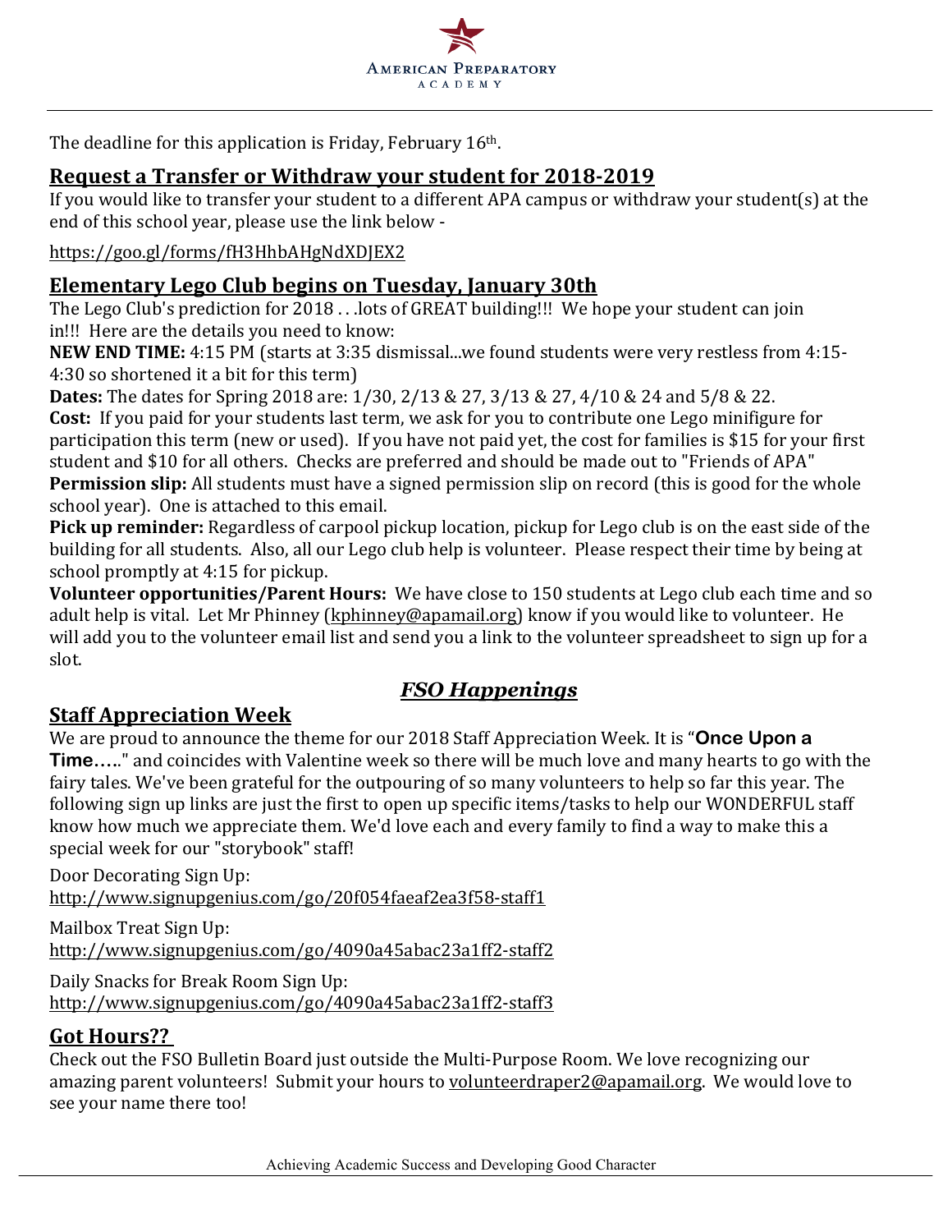The deadline for this application is Friday, February 16th.

## Request a Transfer or Withdraw your student for 2018-2019

If you would like to transfer your student to a different APA campus or withdraw your student(s) at the end of this school year, please use the link below -

https://goo.gl/forms/fH3HhbAHgNdXDJEX2

## Elementary Lego Club begins on Tuesday, January 30th

The Lego Club's prediction for 2018 . . .lots of GREAT building!!! We hope your student can join in!!! Here are the details you need to know:

**NEW END TIME:** 4:15 PM (starts at 3:35 dismissal...we found students were very restless from 4:15-4:30 so shortened it a bit for this term)

**Dates:** The dates for Spring 2018 are: 1/30, 2/13 & 27, 3/13 & 27, 4/10 & 24 and 5/8 & 22.

**Cost:** If you paid for your students last term, we ask for you to contribute one Lego minifigure for participation this term (new or used). If you have not paid yet, the cost for families is $15 for your first student and $10 for all others. Checks are preferred and should be made out to "Friends of APA"

**Permission slip:** All students must have a signed permission slip on record (this is good for the whole school year). One is attached to this email.

**Pick up reminder:** Regardless of carpool pickup location, pickup for Lego club is on the east side of the building for all students. Also, all our Lego club help is volunteer. Please respect their time by being at school promptly at 4:15 for pickup.

**Volunteer opportunities/Parent Hours:** We have close to 150 students at Lego club each time and so adult help is vital. Let Mr Phinney (kphinney@apamail.org) know if you would like to volunteer. He will add you to the volunteer email list and send you a link to the volunteer spreadsheet to sign up for a slot.

# *FSO Happenings*

## Staff Appreciation Week

We are proud to announce the theme for our 2018 Staff Appreciation Week. It is "**Once Upon a Time…..**" and coincides with Valentine week so there will be much love and many hearts to go with the fairy tales. We've been grateful for the outpouring of so many volunteers to help so far this year. The following sign up links are just the first to open up specific items/tasks to help our WONDERFUL staff know how much we appreciate them. We'd love each and every family to find a way to make this a special week for our "storybook" staff!

Door Decorating Sign Up:
http://www.signupgenius.com/go/20f054faeaf2ea3f58-staff1

Mailbox Treat Sign Up:
http://www.signupgenius.com/go/4090a45abac23a1ff2-staff2

Daily Snacks for Break Room Sign Up:
http://www.signupgenius.com/go/4090a45abac23a1ff2-staff3

## Got Hours??

Check out the FSO Bulletin Board just outside the Multi-Purpose Room. We love recognizing our amazing parent volunteers! Submit your hours to volunteerdraper2@apamail.org. We would love to see your name there too!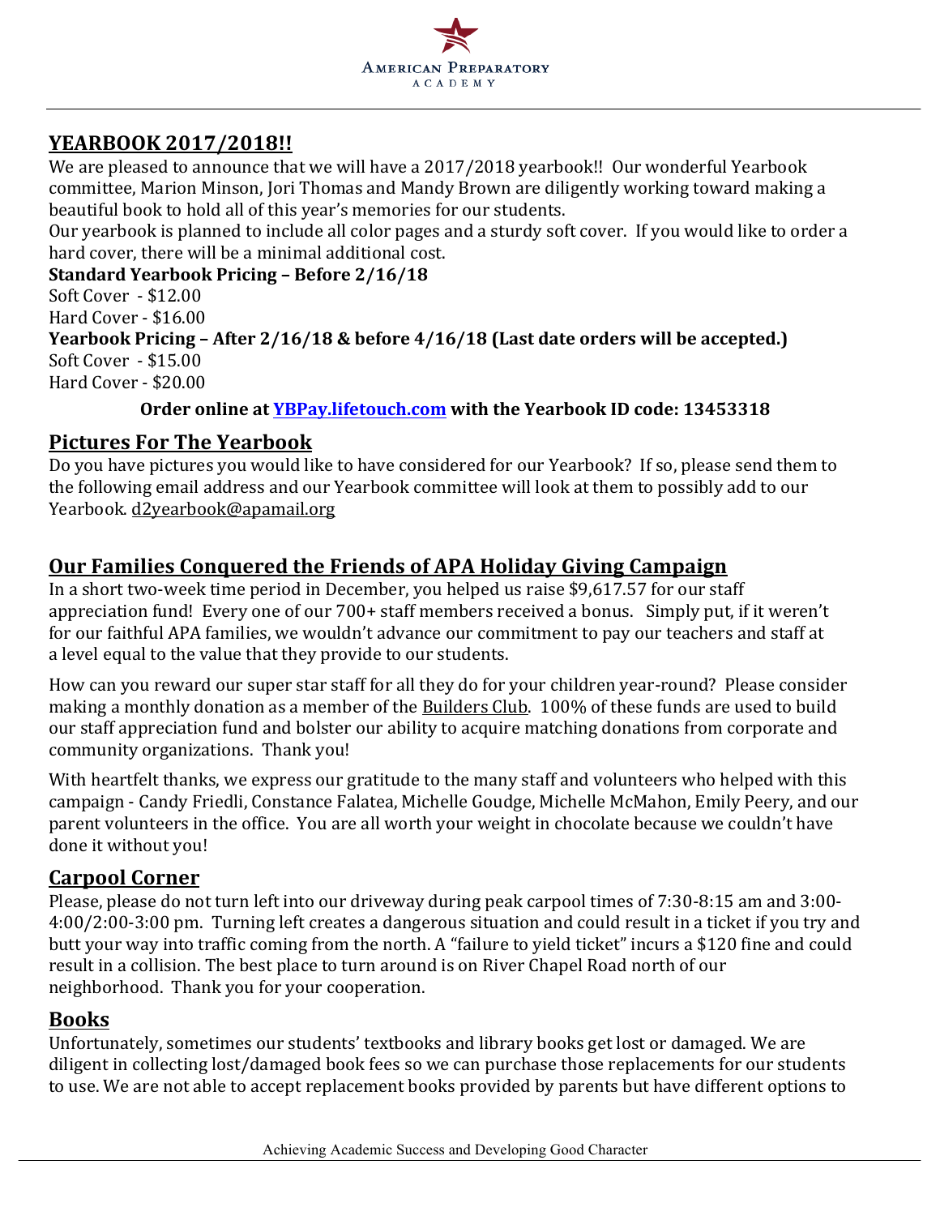## YEARBOOK 2017/2018!!

We are pleased to announce that we will have a 2017/2018 yearbook!! Our wonderful Yearbook committee, Marion Minson, Jori Thomas and Mandy Brown are diligently working toward making a beautiful book to hold all of this year's memories for our students.

Our yearbook is planned to include all color pages and a sturdy soft cover. If you would like to order a hard cover, there will be a minimal additional cost.

**Standard Yearbook Pricing – Before 2/16/18**

Soft Cover - $12.00

Hard Cover - $16.00

**Yearbook Pricing – After 2/16/18 & before 4/16/18 (Last date orders will be accepted.)**

Soft Cover - $15.00

Hard Cover - $20.00

**Order online at [YBPay.lifetouch.com](YBPay.lifetouch.com) with the Yearbook ID code: 13453318**

## Pictures For The Yearbook

Do you have pictures you would like to have considered for our Yearbook? If so, please send them to the following email address and our Yearbook committee will look at them to possibly add to our Yearbook. d2yearbook@apamail.org

## Our Families Conquered the Friends of APA Holiday Giving Campaign

In a short two-week time period in December, you helped us raise $9,617.57 for our staff appreciation fund! Every one of our 700+ staff members received a bonus. Simply put, if it weren't for our faithful APA families, we wouldn't advance our commitment to pay our teachers and staff at a level equal to the value that they provide to our students.

How can you reward our super star staff for all they do for your children year-round? Please consider making a monthly donation as a member of the Builders Club. 100% of these funds are used to build our staff appreciation fund and bolster our ability to acquire matching donations from corporate and community organizations. Thank you!

With heartfelt thanks, we express our gratitude to the many staff and volunteers who helped with this campaign - Candy Friedli, Constance Falatea, Michelle Goudge, Michelle McMahon, Emily Peery, and our parent volunteers in the office. You are all worth your weight in chocolate because we couldn't have done it without you!

## Carpool Corner

Please, please do not turn left into our driveway during peak carpool times of 7:30-8:15 am and 3:00-4:00/2:00-3:00 pm. Turning left creates a dangerous situation and could result in a ticket if you try and butt your way into traffic coming from the north. A "failure to yield ticket" incurs a $120 fine and could result in a collision. The best place to turn around is on River Chapel Road north of our neighborhood. Thank you for your cooperation.

## Books

Unfortunately, sometimes our students' textbooks and library books get lost or damaged. We are diligent in collecting lost/damaged book fees so we can purchase those replacements for our students to use. We are not able to accept replacement books provided by parents but have different options to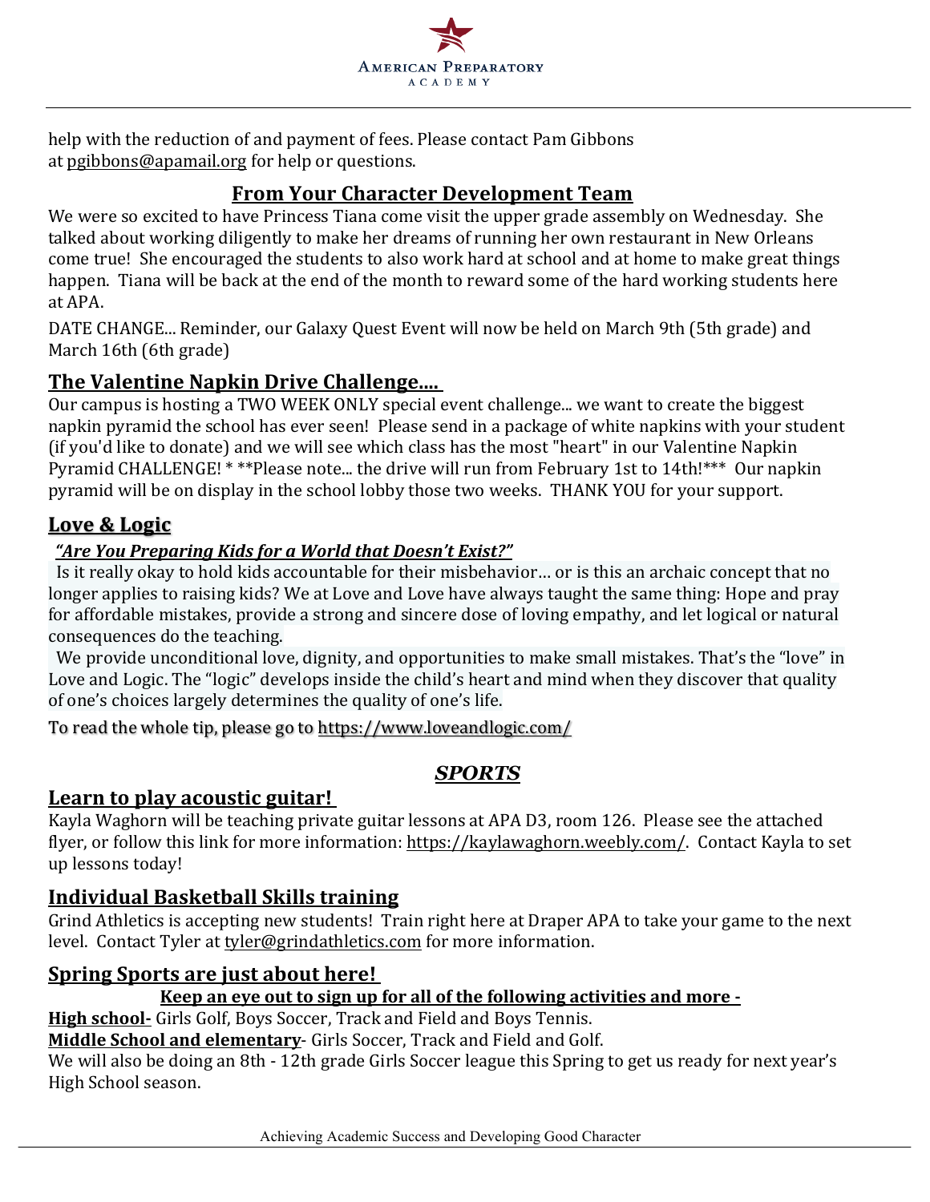help with the reduction of and payment of fees. Please contact Pam Gibbons at pgibbons@apamail.org for help or questions.

## From Your Character Development Team

We were so excited to have Princess Tiana come visit the upper grade assembly on Wednesday. She talked about working diligently to make her dreams of running her own restaurant in New Orleans come true! She encouraged the students to also work hard at school and at home to make great things happen. Tiana will be back at the end of the month to reward some of the hard working students here at APA.

DATE CHANGE... Reminder, our Galaxy Quest Event will now be held on March 9th (5th grade) and March 16th (6th grade)

## The Valentine Napkin Drive Challenge....

Our campus is hosting a TWO WEEK ONLY special event challenge... we want to create the biggest napkin pyramid the school has ever seen! Please send in a package of white napkins with your student (if you'd like to donate) and we will see which class has the most "heart" in our Valentine Napkin Pyramid CHALLENGE! * **Please note... the drive will run from February 1st to 14th!*** Our napkin pyramid will be on display in the school lobby those two weeks. THANK YOU for your support.

## Love & Logic

***"Are You Preparing Kids for a World that Doesn't Exist?"***

Is it really okay to hold kids accountable for their misbehavior… or is this an archaic concept that no longer applies to raising kids? We at Love and Love have always taught the same thing: Hope and pray for affordable mistakes, provide a strong and sincere dose of loving empathy, and let logical or natural consequences do the teaching.

We provide unconditional love, dignity, and opportunities to make small mistakes. That's the "love" in Love and Logic. The "logic" develops inside the child's heart and mind when they discover that quality of one's choices largely determines the quality of one's life.

To read the whole tip, please go to https://www.loveandlogic.com/

# *SPORTS*

## Learn to play acoustic guitar!

Kayla Waghorn will be teaching private guitar lessons at APA D3, room 126. Please see the attached flyer, or follow this link for more information: https://kaylawaghorn.weebly.com/. Contact Kayla to set up lessons today!

## Individual Basketball Skills training

Grind Athletics is accepting new students! Train right here at Draper APA to take your game to the next level. Contact Tyler at tyler@grindathletics.com for more information.

## Spring Sports are just about here!

**Keep an eye out to sign up for all of the following activities and more -**

**High school-** Girls Golf, Boys Soccer, Track and Field and Boys Tennis.
**Middle School and elementary**- Girls Soccer, Track and Field and Golf.
We will also be doing an 8th - 12th grade Girls Soccer league this Spring to get us ready for next year's High School season.